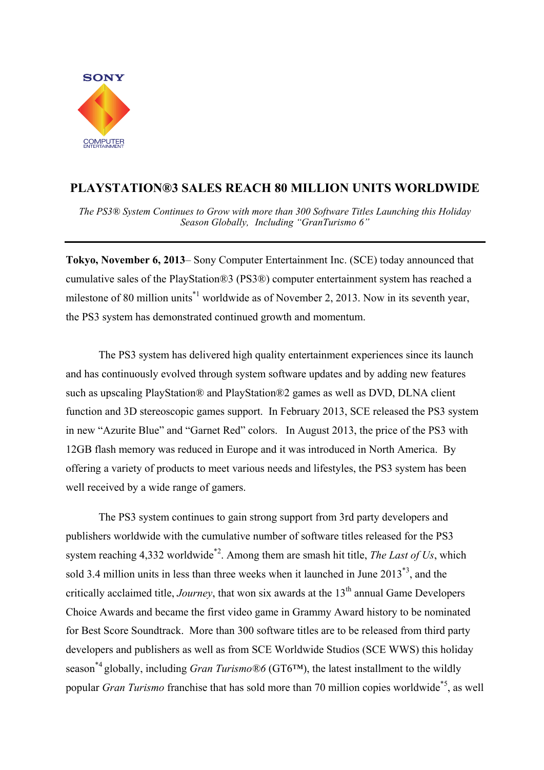# PLAYSTATION®3 SALES REACH 80 MILLION UNITS WORLDWIDE

*The PS3® System Continues to Grow with more than 300 Software Titles Launching this Holiday Season Globally, Including "GranTurismo 6"*

---

**Tokyo, November 6, 2013**– Sony Computer Entertainment Inc. (SCE) today announced that cumulative sales of the PlayStation®3 (PS3®) computer entertainment system has reached a milestone of 80 million units[*1] worldwide as of November 2, 2013. Now in its seventh year, the PS3 system has demonstrated continued growth and momentum.

The PS3 system has delivered high quality entertainment experiences since its launch and has continuously evolved through system software updates and by adding new features such as upscaling PlayStation® and PlayStation®2 games as well as DVD, DLNA client function and 3D stereoscopic games support. In February 2013, SCE released the PS3 system in new "Azurite Blue" and "Garnet Red" colors. In August 2013, the price of the PS3 with 12GB flash memory was reduced in Europe and it was introduced in North America. By offering a variety of products to meet various needs and lifestyles, the PS3 system has been well received by a wide range of gamers.

The PS3 system continues to gain strong support from 3rd party developers and publishers worldwide with the cumulative number of software titles released for the PS3 system reaching 4,332 worldwide[*2]. Among them are smash hit title, *The Last of Us*, which sold 3.4 million units in less than three weeks when it launched in June 2013[*3], and the critically acclaimed title, *Journey*, that won six awards at the 13th annual Game Developers Choice Awards and became the first video game in Grammy Award history to be nominated for Best Score Soundtrack. More than 300 software titles are to be released from third party developers and publishers as well as from SCE Worldwide Studios (SCE WWS) this holiday season[*4] globally, including *Gran Turismo®6* (GT6™), the latest installment to the wildly popular *Gran Turismo* franchise that has sold more than 70 million copies worldwide[*5], as well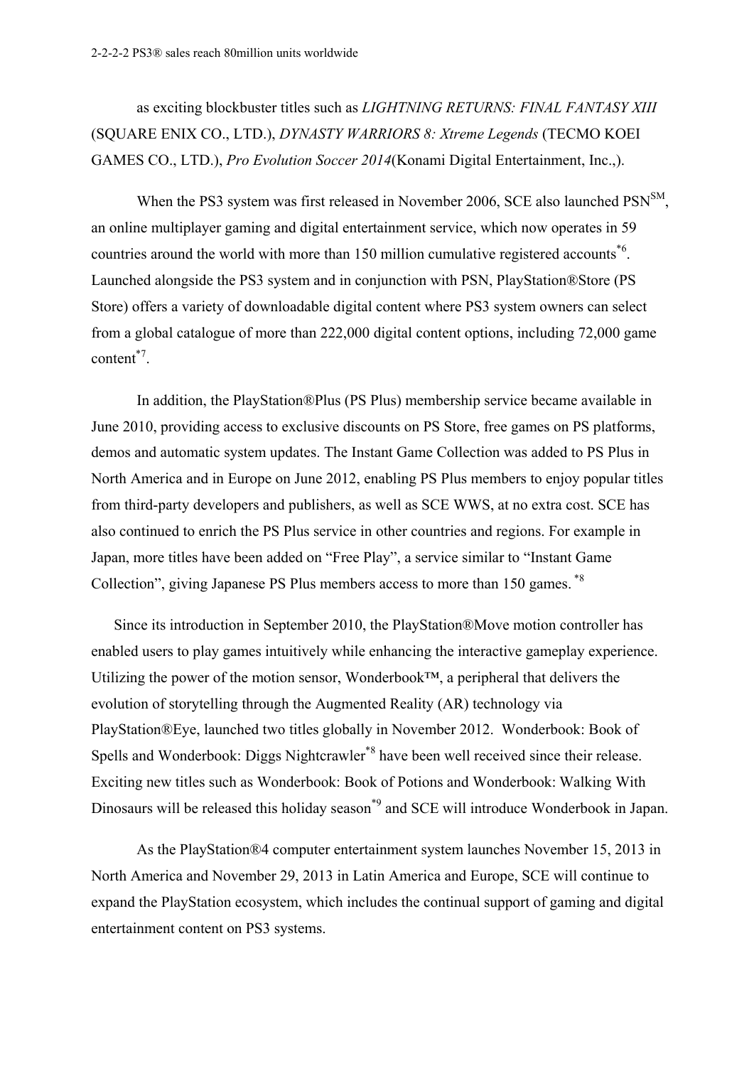as exciting blockbuster titles such as *LIGHTNING RETURNS: FINAL FANTASY XIII* (SQUARE ENIX CO., LTD.), *DYNASTY WARRIORS 8: Xtreme Legends* (TECMO KOEI GAMES CO., LTD.), *Pro Evolution Soccer 2014*(Konami Digital Entertainment, Inc.,).

When the PS3 system was first released in November 2006, SCE also launched PSN℠, an online multiplayer gaming and digital entertainment service, which now operates in 59 countries around the world with more than 150 million cumulative registered accounts[*6]. Launched alongside the PS3 system and in conjunction with PSN, PlayStation®Store (PS Store) offers a variety of downloadable digital content where PS3 system owners can select from a global catalogue of more than 222,000 digital content options, including 72,000 game content[*7].

In addition, the PlayStation®Plus (PS Plus) membership service became available in June 2010, providing access to exclusive discounts on PS Store, free games on PS platforms, demos and automatic system updates. The Instant Game Collection was added to PS Plus in North America and in Europe on June 2012, enabling PS Plus members to enjoy popular titles from third-party developers and publishers, as well as SCE WWS, at no extra cost. SCE has also continued to enrich the PS Plus service in other countries and regions. For example in Japan, more titles have been added on "Free Play", a service similar to "Instant Game Collection", giving Japanese PS Plus members access to more than 150 games. [*8]

Since its introduction in September 2010, the PlayStation®Move motion controller has enabled users to play games intuitively while enhancing the interactive gameplay experience. Utilizing the power of the motion sensor, Wonderbook™, a peripheral that delivers the evolution of storytelling through the Augmented Reality (AR) technology via PlayStation®Eye, launched two titles globally in November 2012. Wonderbook: Book of Spells and Wonderbook: Diggs Nightcrawler[*8] have been well received since their release. Exciting new titles such as Wonderbook: Book of Potions and Wonderbook: Walking With Dinosaurs will be released this holiday season[*9] and SCE will introduce Wonderbook in Japan.

As the PlayStation®4 computer entertainment system launches November 15, 2013 in North America and November 29, 2013 in Latin America and Europe, SCE will continue to expand the PlayStation ecosystem, which includes the continual support of gaming and digital entertainment content on PS3 systems.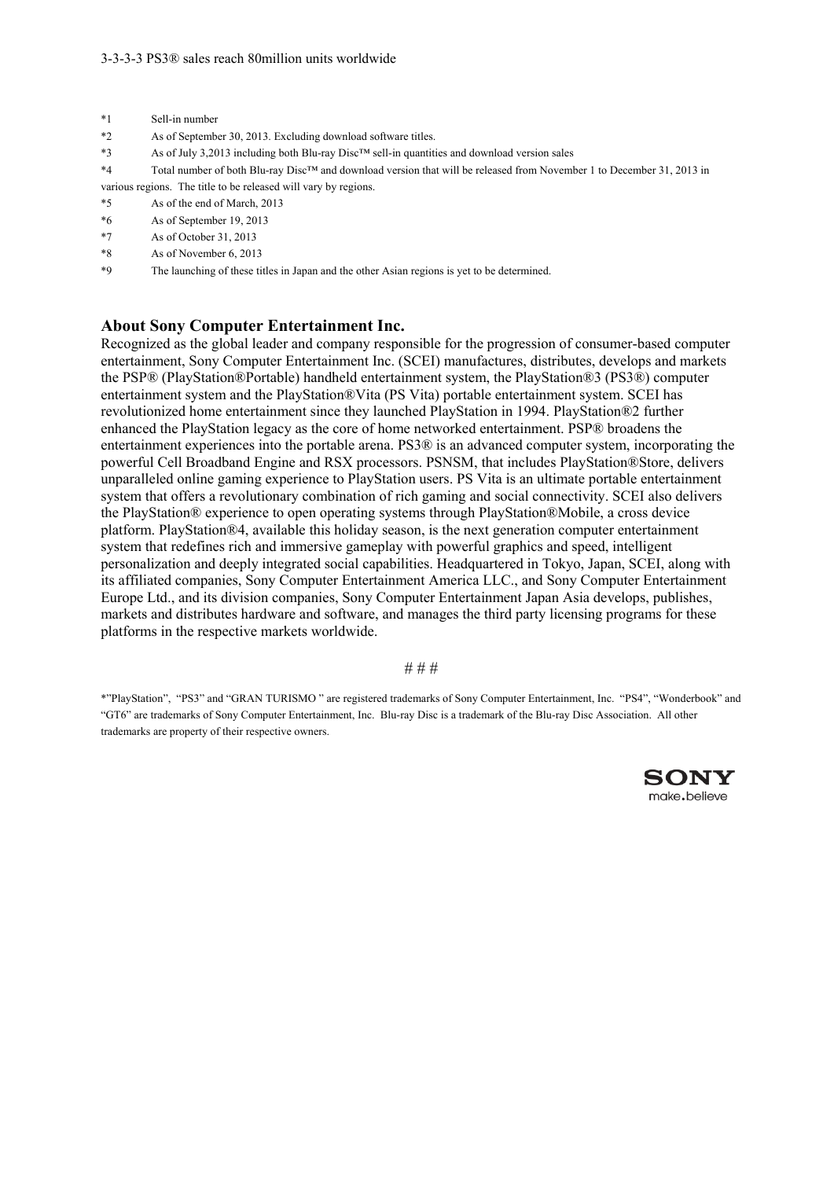3-3-3-3 PS3® sales reach 80million units worldwide

*1 Sell-in number

*2 As of September 30, 2013. Excluding download software titles.

*3 As of July 3,2013 including both Blu-ray Disc™ sell-in quantities and download version sales

*4 Total number of both Blu-ray Disc™ and download version that will be released from November 1 to December 31, 2013 in various regions. The title to be released will vary by regions.

*5 As of the end of March, 2013

*6 As of September 19, 2013

*7 As of October 31, 2013

*8 As of November 6, 2013

*9 The launching of these titles in Japan and the other Asian regions is yet to be determined.

## About Sony Computer Entertainment Inc.

Recognized as the global leader and company responsible for the progression of consumer-based computer entertainment, Sony Computer Entertainment Inc. (SCEI) manufactures, distributes, develops and markets the PSP® (PlayStation®Portable) handheld entertainment system, the PlayStation®3 (PS3®) computer entertainment system and the PlayStation®Vita (PS Vita) portable entertainment system. SCEI has revolutionized home entertainment since they launched PlayStation in 1994. PlayStation®2 further enhanced the PlayStation legacy as the core of home networked entertainment. PSP® broadens the entertainment experiences into the portable arena. PS3® is an advanced computer system, incorporating the powerful Cell Broadband Engine and RSX processors. PSNSM, that includes PlayStation®Store, delivers unparalleled online gaming experience to PlayStation users. PS Vita is an ultimate portable entertainment system that offers a revolutionary combination of rich gaming and social connectivity. SCEI also delivers the PlayStation® experience to open operating systems through PlayStation®Mobile, a cross device platform. PlayStation®4, available this holiday season, is the next generation computer entertainment system that redefines rich and immersive gameplay with powerful graphics and speed, intelligent personalization and deeply integrated social capabilities. Headquartered in Tokyo, Japan, SCEI, along with its affiliated companies, Sony Computer Entertainment America LLC., and Sony Computer Entertainment Europe Ltd., and its division companies, Sony Computer Entertainment Japan Asia develops, publishes, markets and distributes hardware and software, and manages the third party licensing programs for these platforms in the respective markets worldwide.

# # #

*"PlayStation", "PS3" and "GRAN TURISMO " are registered trademarks of Sony Computer Entertainment, Inc. "PS4", "Wonderbook" and "GT6" are trademarks of Sony Computer Entertainment, Inc. Blu-ray Disc is a trademark of the Blu-ray Disc Association. All other trademarks are property of their respective owners.

SONY
make.believe